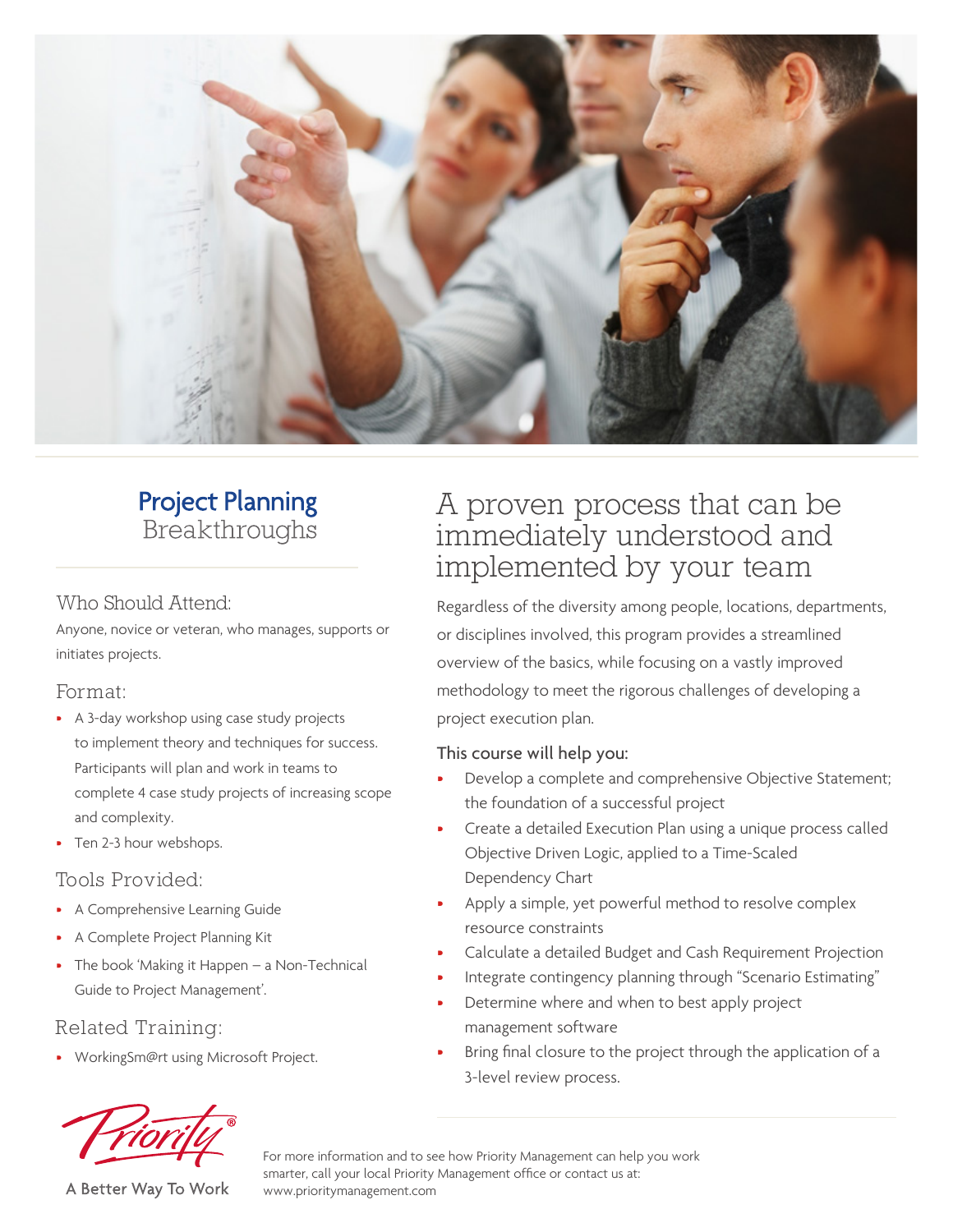# Project Planning Breakthroughs

## Who Should Attend:

Anyone, novice or veteran, who manages, supports or initiates projects.

## Format:

- A 3-day workshop using case study projects to implement theory and techniques for success. Participants will plan and work in teams to complete 4 case study projects of increasing scope and complexity.
- Ten 2-3 hour webshops.

## Tools Provided:

- A Comprehensive Learning Guide
- A Complete Project Planning Kit
- The book 'Making it Happen – a Non-Technical Guide to Project Management'.

## Related Training:

- WorkingSm@rt using Microsoft Project.

# A proven process that can be immediately understood and implemented by your team

Regardless of the diversity among people, locations, departments, or disciplines involved, this program provides a streamlined overview of the basics, while focusing on a vastly improved methodology to meet the rigorous challenges of developing a project execution plan.

### This course will help you:

- Develop a complete and comprehensive Objective Statement; the foundation of a successful project
- Create a detailed Execution Plan using a unique process called Objective Driven Logic, applied to a Time-Scaled Dependency Chart
- Apply a simple, yet powerful method to resolve complex resource constraints
- Calculate a detailed Budget and Cash Requirement Projection
- Integrate contingency planning through "Scenario Estimating"
- Determine where and when to best apply project management software
- Bring final closure to the project through the application of a 3-level review process.

Priority®

A Better Way To Work

For more information and to see how Priority Management can help you work smarter, call your local Priority Management office or contact us at: www.prioritymanagement.com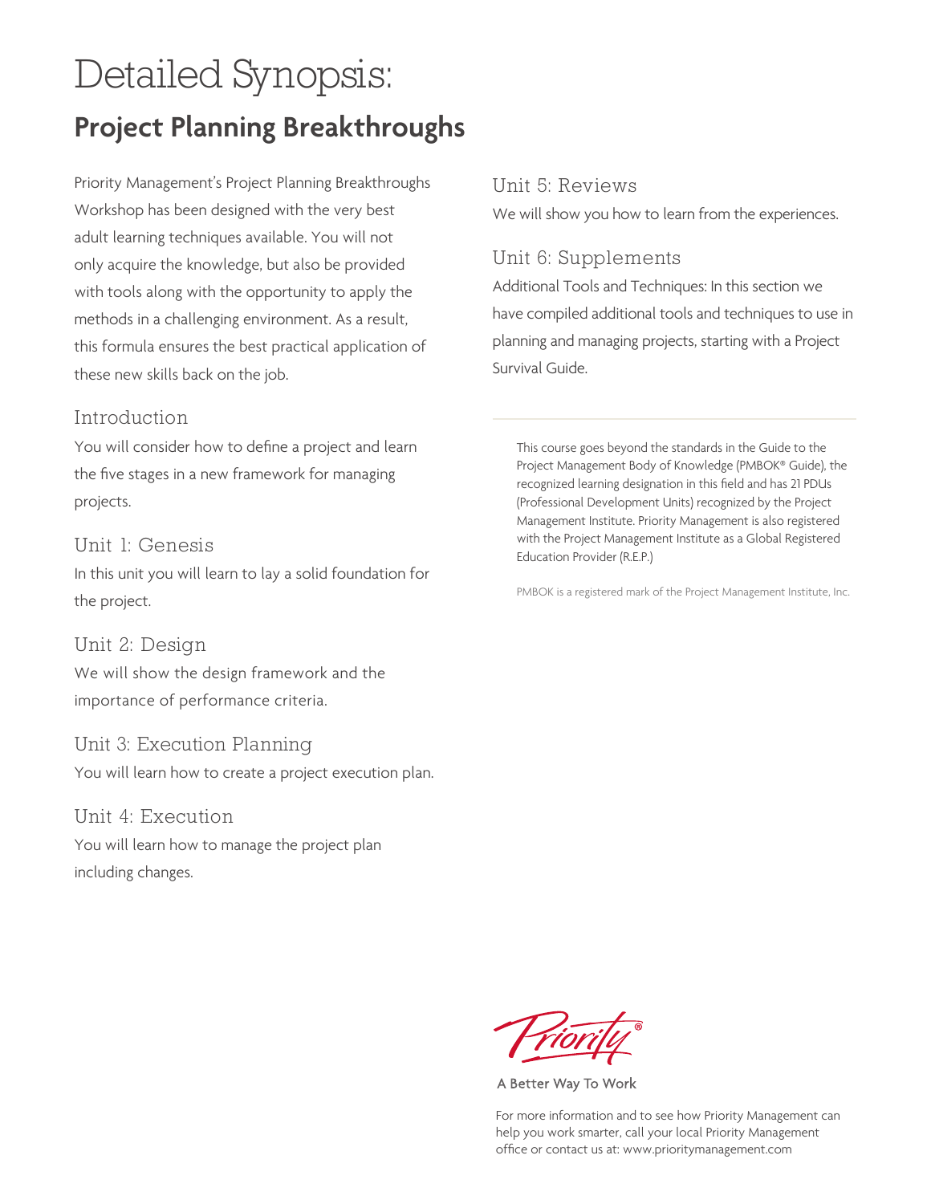# Detailed Synopsis:

## Project Planning Breakthroughs

Priority Management's Project Planning Breakthroughs Workshop has been designed with the very best adult learning techniques available. You will not only acquire the knowledge, but also be provided with tools along with the opportunity to apply the methods in a challenging environment. As a result, this formula ensures the best practical application of these new skills back on the job.

### Introduction

You will consider how to define a project and learn the five stages in a new framework for managing projects.

### Unit 1: Genesis

In this unit you will learn to lay a solid foundation for the project.

### Unit 2: Design

We will show the design framework and the importance of performance criteria.

### Unit 3: Execution Planning

You will learn how to create a project execution plan.

### Unit 4: Execution

You will learn how to manage the project plan including changes.

### Unit 5: Reviews

We will show you how to learn from the experiences.

### Unit 6: Supplements

Additional Tools and Techniques: In this section we have compiled additional tools and techniques to use in planning and managing projects, starting with a Project Survival Guide.

---

This course goes beyond the standards in the Guide to the Project Management Body of Knowledge (PMBOK® Guide), the recognized learning designation in this field and has 21 PDUs (Professional Development Units) recognized by the Project Management Institute. Priority Management is also registered with the Project Management Institute as a Global Registered Education Provider (R.E.P.)

PMBOK is a registered mark of the Project Management Institute, Inc.

Priority®

A Better Way To Work

For more information and to see how Priority Management can help you work smarter, call your local Priority Management office or contact us at: www.prioritymanagement.com